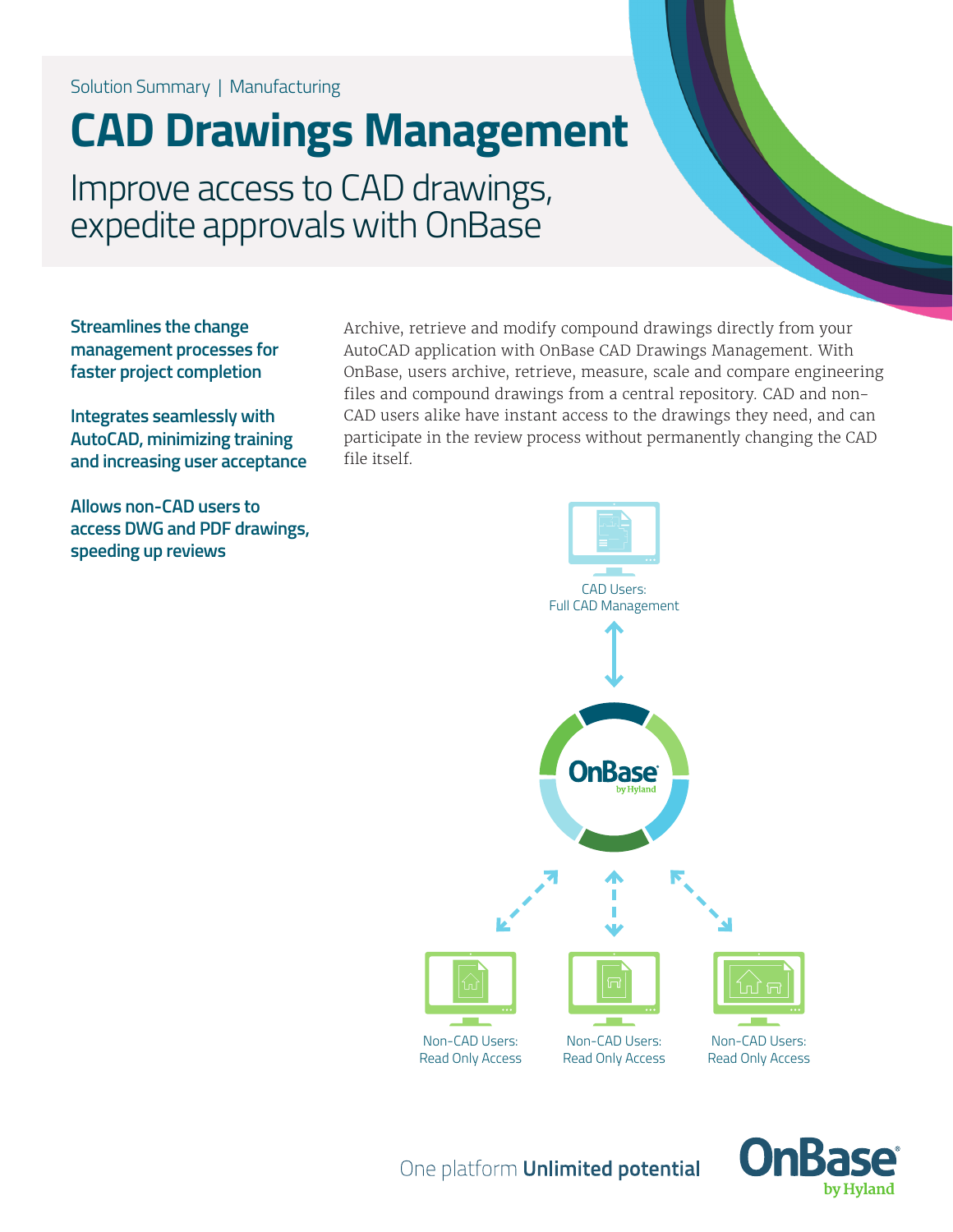Solution Summary | Manufacturing

# CAD Drawings Management

## Improve access to CAD drawings, expedite approvals with OnBase

**Streamlines the change management processes for faster project completion**

**Integrates seamlessly with AutoCAD, minimizing training and increasing user acceptance**

**Allows non-CAD users to access DWG and PDF drawings, speeding up reviews**

Archive, retrieve and modify compound drawings directly from your AutoCAD application with OnBase CAD Drawings Management. With OnBase, users archive, retrieve, measure, scale and compare engineering files and compound drawings from a central repository. CAD and non-CAD users alike have instant access to the drawings they need, and can participate in the review process without permanently changing the CAD file itself.

CAD Users:
Full CAD Management

OnBase by Hyland

Non-CAD Users:
Read Only Access

Non-CAD Users:
Read Only Access

Non-CAD Users:
Read Only Access

One platform **Unlimited potential**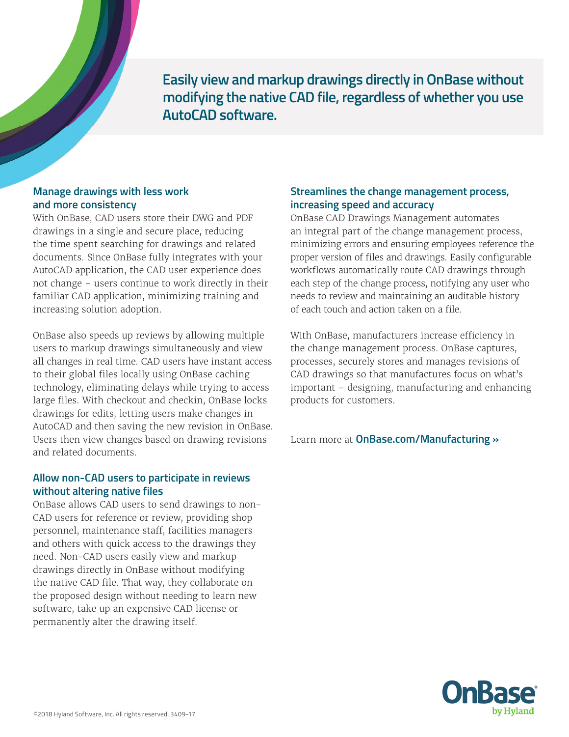**Easily view and markup drawings directly in OnBase without modifying the native CAD file, regardless of whether you use AutoCAD software.**

### Manage drawings with less work and more consistency

With OnBase, CAD users store their DWG and PDF drawings in a single and secure place, reducing the time spent searching for drawings and related documents. Since OnBase fully integrates with your AutoCAD application, the CAD user experience does not change – users continue to work directly in their familiar CAD application, minimizing training and increasing solution adoption.

OnBase also speeds up reviews by allowing multiple users to markup drawings simultaneously and view all changes in real time. CAD users have instant access to their global files locally using OnBase caching technology, eliminating delays while trying to access large files. With checkout and checkin, OnBase locks drawings for edits, letting users make changes in AutoCAD and then saving the new revision in OnBase. Users then view changes based on drawing revisions and related documents.

### Allow non-CAD users to participate in reviews without altering native files

OnBase allows CAD users to send drawings to non-CAD users for reference or review, providing shop personnel, maintenance staff, facilities managers and others with quick access to the drawings they need. Non-CAD users easily view and markup drawings directly in OnBase without modifying the native CAD file. That way, they collaborate on the proposed design without needing to learn new software, take up an expensive CAD license or permanently alter the drawing itself.

### Streamlines the change management process, increasing speed and accuracy

OnBase CAD Drawings Management automates an integral part of the change management process, minimizing errors and ensuring employees reference the proper version of files and drawings. Easily configurable workflows automatically route CAD drawings through each step of the change process, notifying any user who needs to review and maintaining an auditable history of each touch and action taken on a file.

With OnBase, manufacturers increase efficiency in the change management process. OnBase captures, processes, securely stores and manages revisions of CAD drawings so that manufactures focus on what's important – designing, manufacturing and enhancing products for customers.

Learn more at **OnBase.com/Manufacturing ››**

OnBase by Hyland

©2018 Hyland Software, Inc. All rights reserved. 3409-17